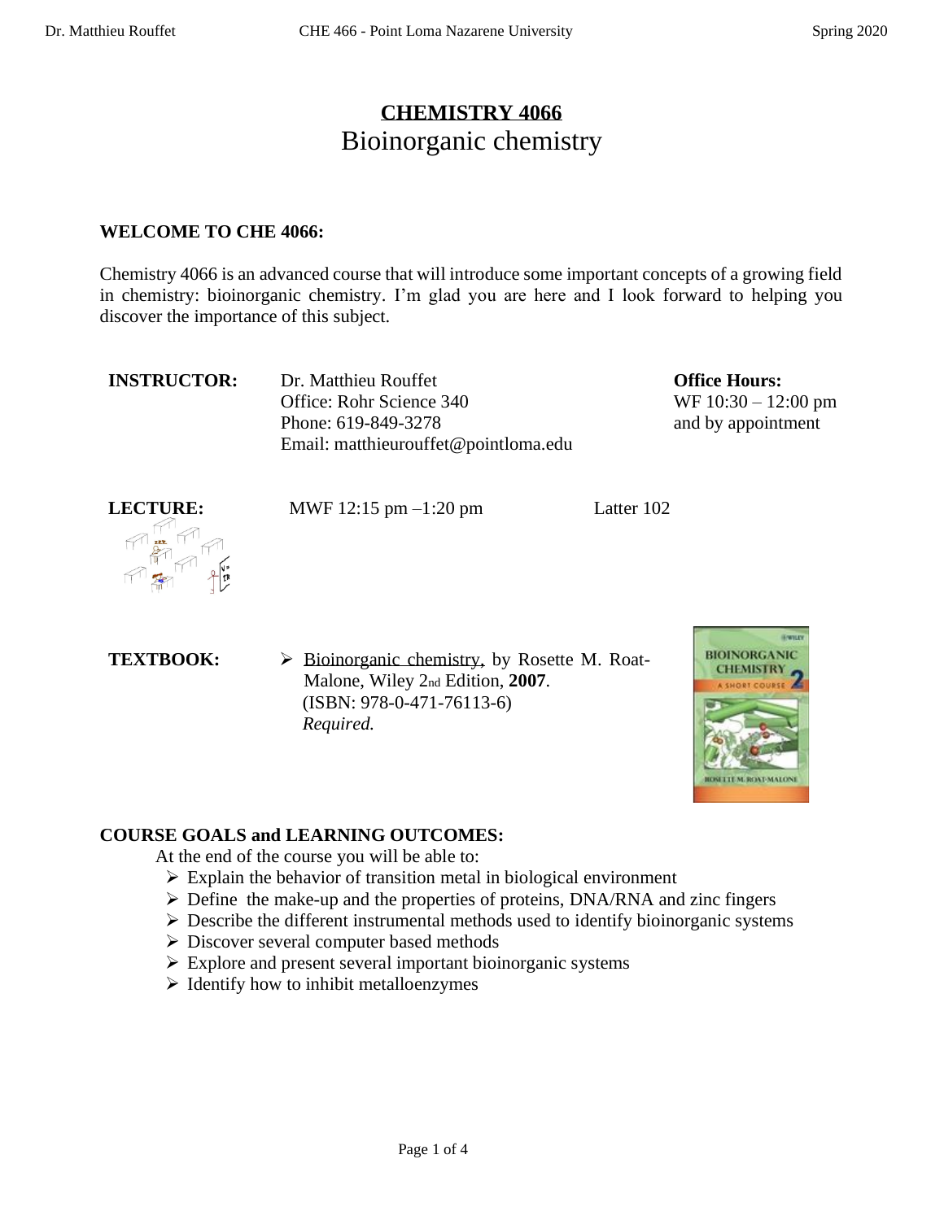# CHEMISTRY 4066

## Bioinorganic chemistry

**WELCOME TO CHE 4066:**

Chemistry 4066 is an advanced course that will introduce some important concepts of a growing field in chemistry: bioinorganic chemistry. I'm glad you are here and I look forward to helping you discover the importance of this subject.

**INSTRUCTOR:** Dr. Matthieu Rouffet
Office: Rohr Science 340
Phone: 619-849-3278
Email: matthieurouffet@pointloma.edu

**Office Hours:**
WF 10:30 – 12:00 pm
and by appointment

**LECTURE:** MWF 12:15 pm –1:20 pm Latter 102

**TEXTBOOK:**

- Bioinorganic chemistry, by Rosette M. Roat-Malone, Wiley 2nd Edition, **2007**.
  (ISBN: 978-0-471-76113-6)
  *Required.*

**COURSE GOALS and LEARNING OUTCOMES:**

At the end of the course you will be able to:

- Explain the behavior of transition metal in biological environment
- Define the make-up and the properties of proteins, DNA/RNA and zinc fingers
- Describe the different instrumental methods used to identify bioinorganic systems
- Discover several computer based methods
- Explore and present several important bioinorganic systems
- Identify how to inhibit metalloenzymes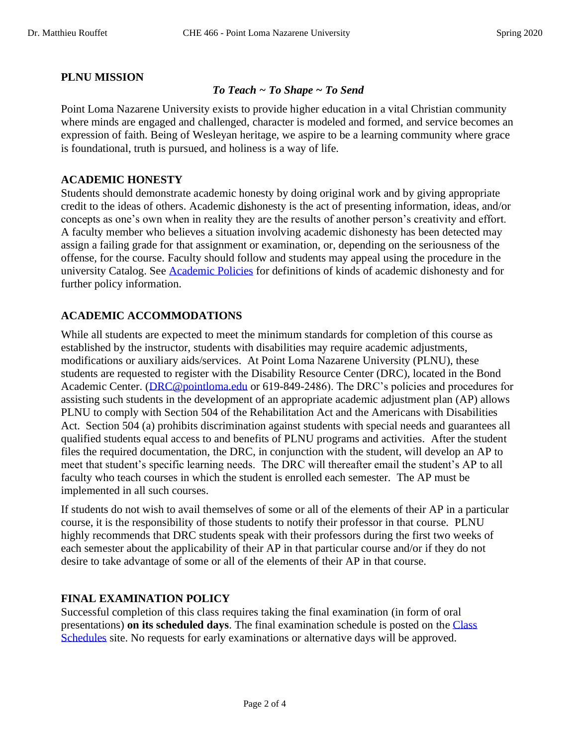## PLNU MISSION

***To Teach ~ To Shape ~ To Send***

Point Loma Nazarene University exists to provide higher education in a vital Christian community where minds are engaged and challenged, character is modeled and formed, and service becomes an expression of faith. Being of Wesleyan heritage, we aspire to be a learning community where grace is foundational, truth is pursued, and holiness is a way of life.

## ACADEMIC HONESTY

Students should demonstrate academic honesty by doing original work and by giving appropriate credit to the ideas of others. Academic dishonesty is the act of presenting information, ideas, and/or concepts as one's own when in reality they are the results of another person's creativity and effort. A faculty member who believes a situation involving academic dishonesty has been detected may assign a failing grade for that assignment or examination, or, depending on the seriousness of the offense, for the course. Faculty should follow and students may appeal using the procedure in the university Catalog. See Academic Policies for definitions of kinds of academic dishonesty and for further policy information.

## ACADEMIC ACCOMMODATIONS

While all students are expected to meet the minimum standards for completion of this course as established by the instructor, students with disabilities may require academic adjustments, modifications or auxiliary aids/services. At Point Loma Nazarene University (PLNU), these students are requested to register with the Disability Resource Center (DRC), located in the Bond Academic Center. (DRC@pointloma.edu or 619-849-2486). The DRC's policies and procedures for assisting such students in the development of an appropriate academic adjustment plan (AP) allows PLNU to comply with Section 504 of the Rehabilitation Act and the Americans with Disabilities Act. Section 504 (a) prohibits discrimination against students with special needs and guarantees all qualified students equal access to and benefits of PLNU programs and activities. After the student files the required documentation, the DRC, in conjunction with the student, will develop an AP to meet that student's specific learning needs. The DRC will thereafter email the student's AP to all faculty who teach courses in which the student is enrolled each semester. The AP must be implemented in all such courses.

If students do not wish to avail themselves of some or all of the elements of their AP in a particular course, it is the responsibility of those students to notify their professor in that course. PLNU highly recommends that DRC students speak with their professors during the first two weeks of each semester about the applicability of their AP in that particular course and/or if they do not desire to take advantage of some or all of the elements of their AP in that course.

## FINAL EXAMINATION POLICY

Successful completion of this class requires taking the final examination (in form of oral presentations) **on its scheduled days**. The final examination schedule is posted on the Class Schedules site. No requests for early examinations or alternative days will be approved.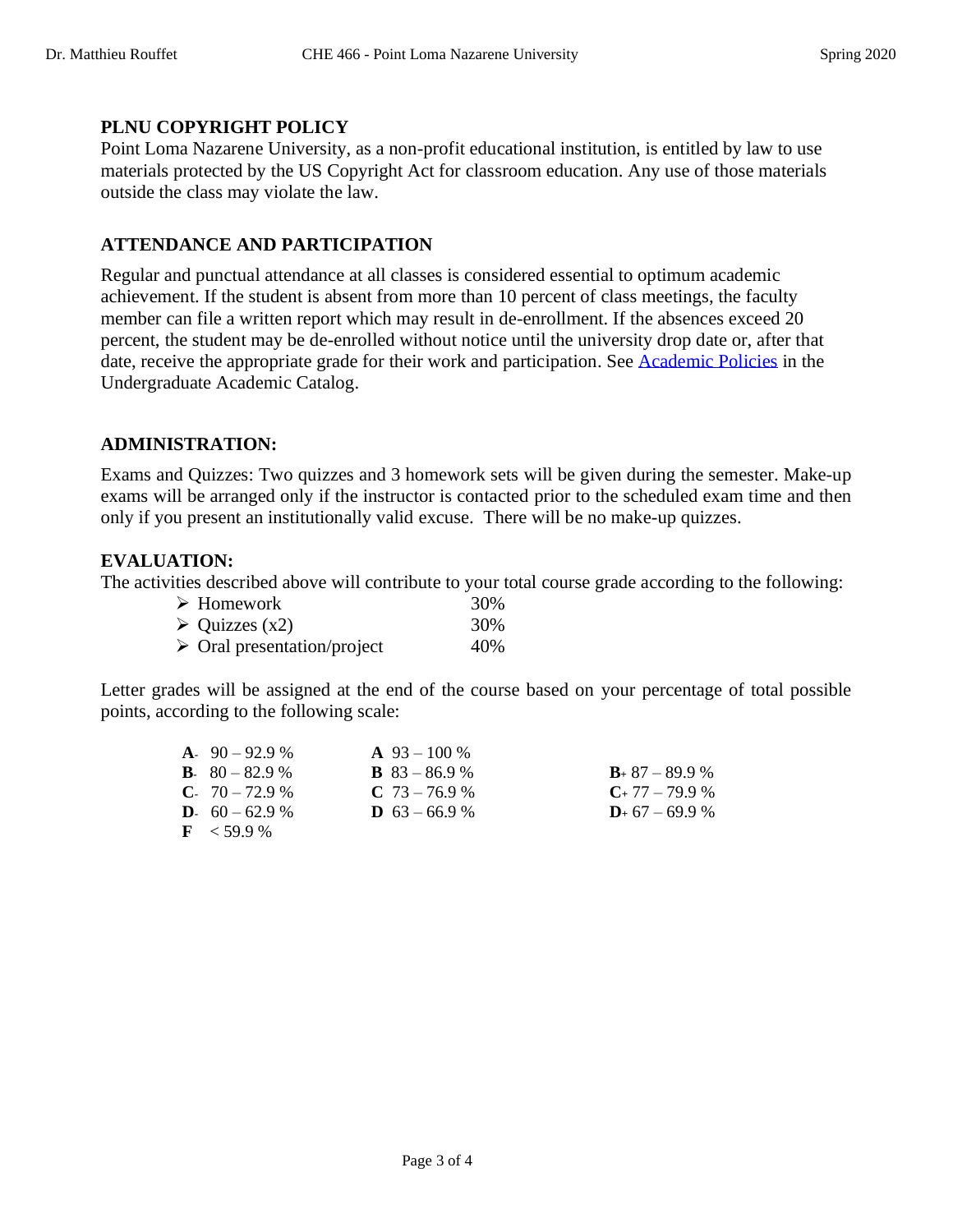## PLNU COPYRIGHT POLICY

Point Loma Nazarene University, as a non-profit educational institution, is entitled by law to use materials protected by the US Copyright Act for classroom education. Any use of those materials outside the class may violate the law.

## ATTENDANCE AND PARTICIPATION

Regular and punctual attendance at all classes is considered essential to optimum academic achievement. If the student is absent from more than 10 percent of class meetings, the faculty member can file a written report which may result in de-enrollment. If the absences exceed 20 percent, the student may be de-enrolled without notice until the university drop date or, after that date, receive the appropriate grade for their work and participation. See Academic Policies in the Undergraduate Academic Catalog.

## ADMINISTRATION:

Exams and Quizzes: Two quizzes and 3 homework sets will be given during the semester. Make-up exams will be arranged only if the instructor is contacted prior to the scheduled exam time and then only if you present an institutionally valid excuse. There will be no make-up quizzes.

## EVALUATION:

The activities described above will contribute to your total course grade according to the following:

- Homework 30%
- Quizzes (x2) 30%
- Oral presentation/project 40%

Letter grades will be assigned at the end of the course based on your percentage of total possible points, according to the following scale:

| | | |
|---|---|---|
| **A-** 90 – 92.9 % | **A** 93 – 100 % | |
| **B-** 80 – 82.9 % | **B** 83 – 86.9 % | **B+** 87 – 89.9 % |
| **C-** 70 – 72.9 % | **C** 73 – 76.9 % | **C+** 77 – 79.9 % |
| **D-** 60 – 62.9 % | **D** 63 – 66.9 % | **D+** 67 – 69.9 % |
| **F** < 59.9 % | | |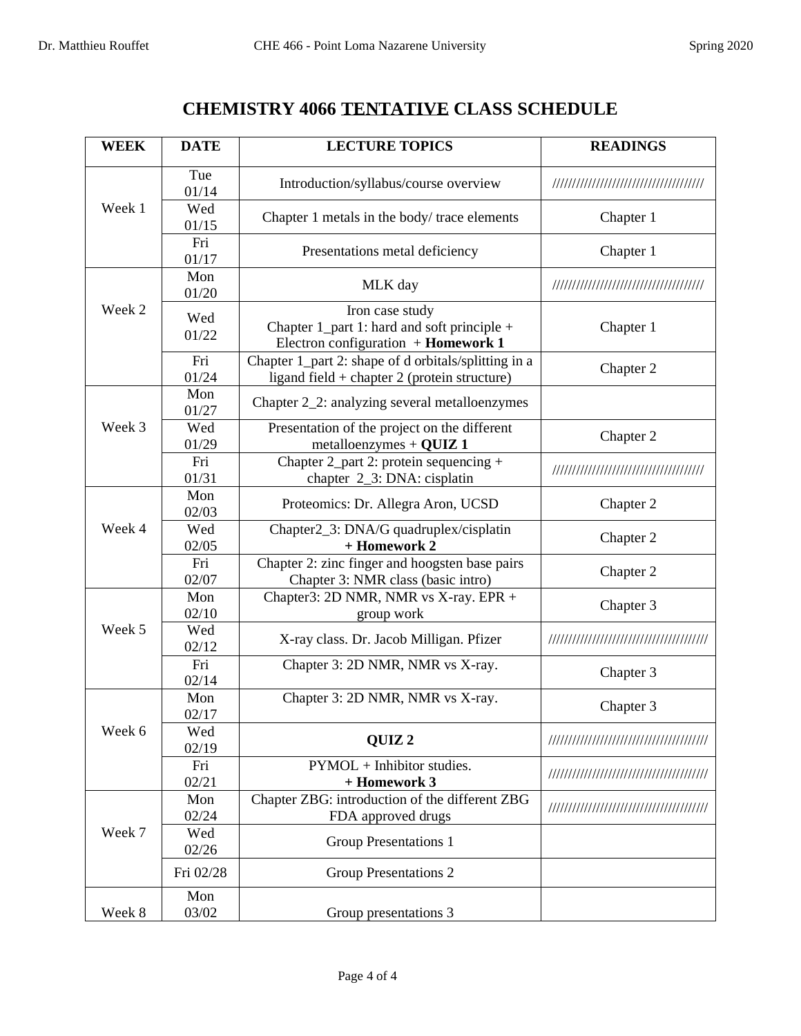# CHEMISTRY 4066 TENTATIVE CLASS SCHEDULE

| WEEK | DATE | LECTURE TOPICS | READINGS |
|---|---|---|---|
| Week 1 | Tue 01/14 | Introduction/syllabus/course overview | ////////////////////////////////////// |
| | Wed 01/15 | Chapter 1 metals in the body/ trace elements | Chapter 1 |
| | Fri 01/17 | Presentations metal deficiency | Chapter 1 |
| Week 2 | Mon 01/20 | MLK day | ////////////////////////////////////// |
| | Wed 01/22 | Iron case study<br>Chapter 1_part 1: hard and soft principle + Electron configuration + **Homework 1** | Chapter 1 |
| | Fri 01/24 | Chapter 1_part 2: shape of d orbitals/splitting in a ligand field + chapter 2 (protein structure) | Chapter 2 |
| Week 3 | Mon 01/27 | Chapter 2_2: analyzing several metalloenzymes | |
| | Wed 01/29 | Presentation of the project on the different metalloenzymes + **QUIZ 1** | Chapter 2 |
| | Fri 01/31 | Chapter 2_part 2: protein sequencing + chapter 2_3: DNA: cisplatin | ////////////////////////////////////// |
| Week 4 | Mon 02/03 | Proteomics: Dr. Allegra Aron, UCSD | Chapter 2 |
| | Wed 02/05 | Chapter2_3: DNA/G quadruplex/cisplatin **+ Homework 2** | Chapter 2 |
| | Fri 02/07 | Chapter 2: zinc finger and hoogsten base pairs<br>Chapter 3: NMR class (basic intro) | Chapter 2 |
| Week 5 | Mon 02/10 | Chapter3: 2D NMR, NMR vs X-ray. EPR + group work | Chapter 3 |
| | Wed 02/12 | X-ray class. Dr. Jacob Milligan. Pfizer | ////////////////////////////////////// |
| | Fri 02/14 | Chapter 3: 2D NMR, NMR vs X-ray. | Chapter 3 |
| Week 6 | Mon 02/17 | Chapter 3: 2D NMR, NMR vs X-ray. | Chapter 3 |
| | Wed 02/19 | **QUIZ 2** | ////////////////////////////////////// |
| | Fri 02/21 | PYMOL + Inhibitor studies.<br>**+ Homework 3** | ////////////////////////////////////// |
| Week 7 | Mon 02/24 | Chapter ZBG: introduction of the different ZBG FDA approved drugs | ////////////////////////////////////// |
| | Wed 02/26 | Group Presentations 1 | |
| | Fri 02/28 | Group Presentations 2 | |
| Week 8 | Mon 03/02 | Group presentations 3 | |